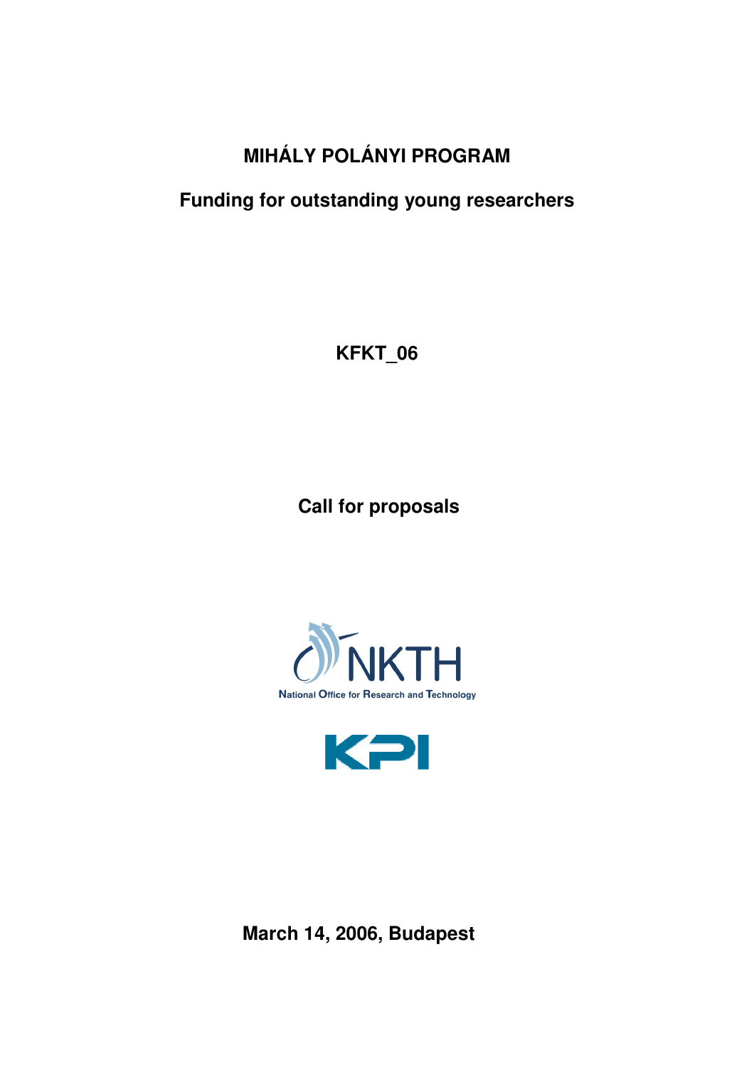# MIHÁLY POLÁNYI PROGRAM

## Funding for outstanding young researchers

**KFKT_06**

**Call for proposals**

National Office for Research and Technology

**March 14, 2006, Budapest**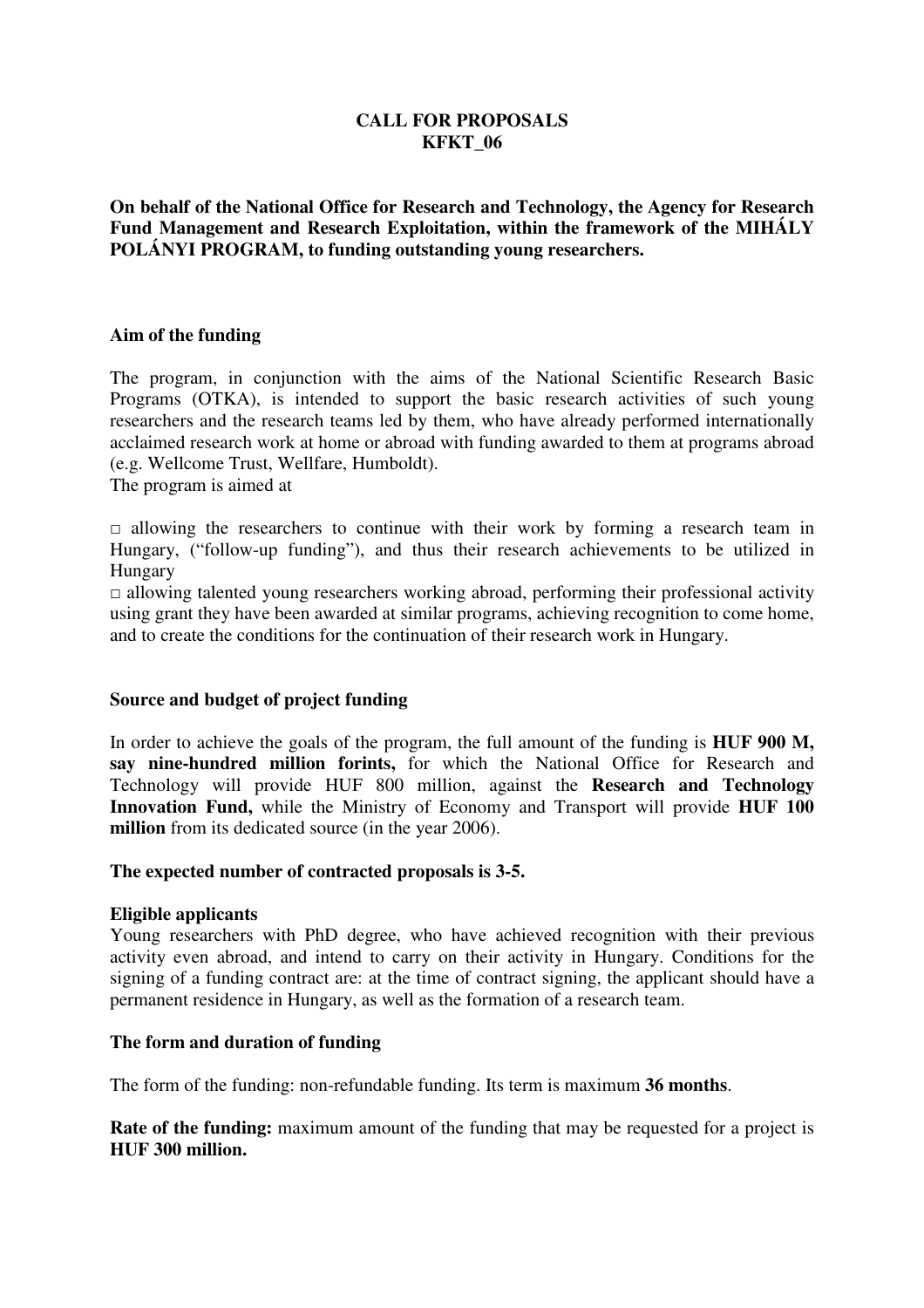**CALL FOR PROPOSALS**
**KFKT_06**

**On behalf of the National Office for Research and Technology, the Agency for Research Fund Management and Research Exploitation, within the framework of the MIHÁLY POLÁNYI PROGRAM, to funding outstanding young researchers.**

**Aim of the funding**

The program, in conjunction with the aims of the National Scientific Research Basic Programs (OTKA), is intended to support the basic research activities of such young researchers and the research teams led by them, who have already performed internationally acclaimed research work at home or abroad with funding awarded to them at programs abroad (e.g. Wellcome Trust, Wellfare, Humboldt).
The program is aimed at

□ allowing the researchers to continue with their work by forming a research team in Hungary, ("follow-up funding"), and thus their research achievements to be utilized in Hungary
□ allowing talented young researchers working abroad, performing their professional activity using grant they have been awarded at similar programs, achieving recognition to come home, and to create the conditions for the continuation of their research work in Hungary.

**Source and budget of project funding**

In order to achieve the goals of the program, the full amount of the funding is **HUF 900 M, say nine-hundred million forints,** for which the National Office for Research and Technology will provide HUF 800 million, against the **Research and Technology Innovation Fund,** while the Ministry of Economy and Transport will provide **HUF 100 million** from its dedicated source (in the year 2006).

**The expected number of contracted proposals is 3-5.**

**Eligible applicants**
Young researchers with PhD degree, who have achieved recognition with their previous activity even abroad, and intend to carry on their activity in Hungary. Conditions for the signing of a funding contract are: at the time of contract signing, the applicant should have a permanent residence in Hungary, as well as the formation of a research team.

**The form and duration of funding**

The form of the funding: non-refundable funding. Its term is maximum **36 months**.

**Rate of the funding:** maximum amount of the funding that may be requested for a project is **HUF 300 million.**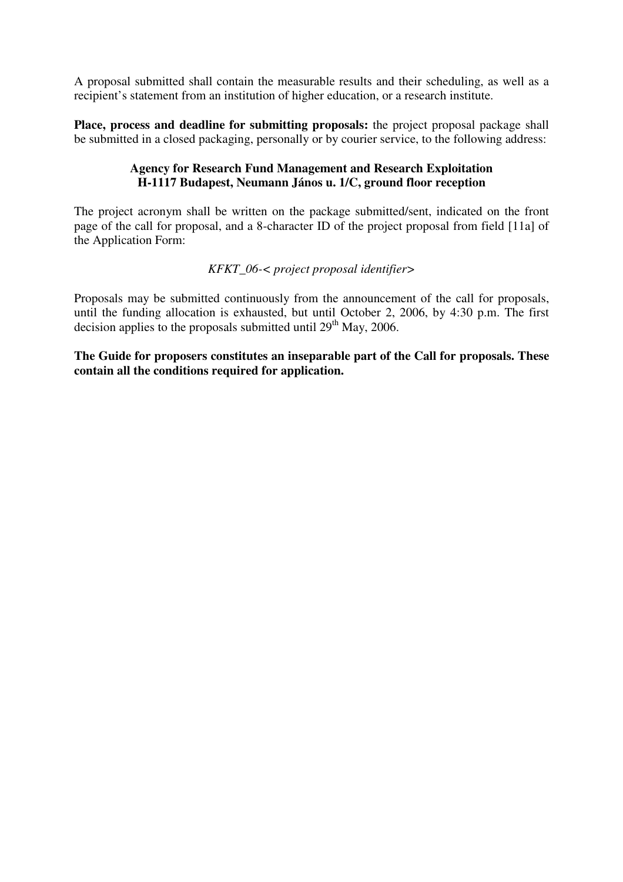A proposal submitted shall contain the measurable results and their scheduling, as well as a recipient's statement from an institution of higher education, or a research institute.

**Place, process and deadline for submitting proposals:** the project proposal package shall be submitted in a closed packaging, personally or by courier service, to the following address:

**Agency for Research Fund Management and Research Exploitation**
**H-1117 Budapest, Neumann János u. 1/C, ground floor reception**

The project acronym shall be written on the package submitted/sent, indicated on the front page of the call for proposal, and a 8-character ID of the project proposal from field [11a] of the Application Form:

*KFKT_06-< project proposal identifier>*

Proposals may be submitted continuously from the announcement of the call for proposals, until the funding allocation is exhausted, but until October 2, 2006, by 4:30 p.m. The first decision applies to the proposals submitted until 29th May, 2006.

**The Guide for proposers constitutes an inseparable part of the Call for proposals. These contain all the conditions required for application.**